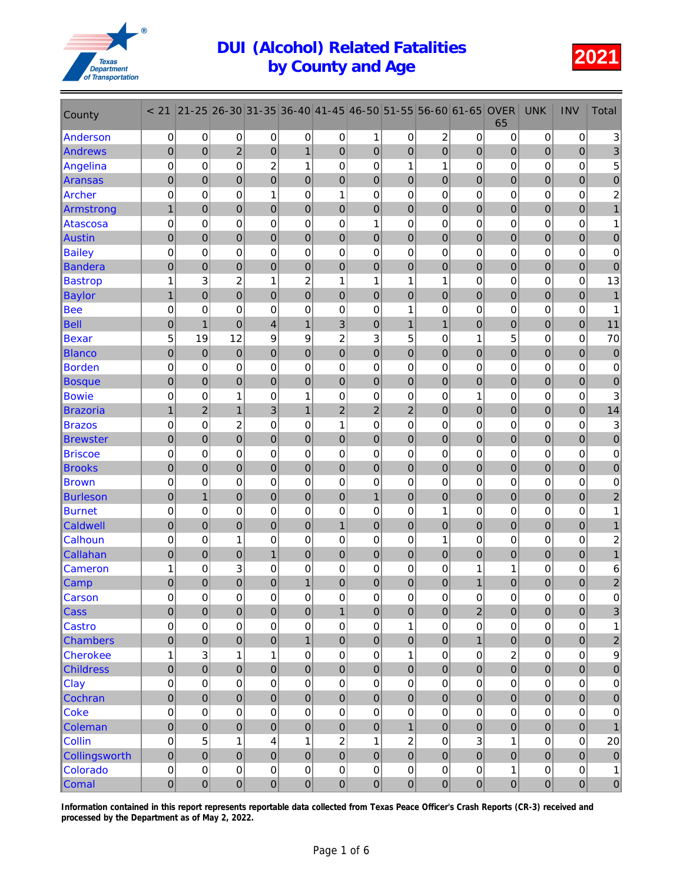# DUI (Alcohol) Related Fatalities by County and Age

**2021**

| County | < 21 | 21-25 | 26-30 | 31-35 | 36-40 | 41-45 | 46-50 | 51-55 | 56-60 | 61-65 | OVER 65 | UNK | INV | Total |
|---|---|---|---|---|---|---|---|---|---|---|---|---|---|---|
| Anderson | 0 | 0 | 0 | 0 | 0 | 0 | 1 | 0 | 2 | 0 | 0 | 0 | 0 | 3 |
| Andrews | 0 | 0 | 2 | 0 | 1 | 0 | 0 | 0 | 0 | 0 | 0 | 0 | 0 | 3 |
| Angelina | 0 | 0 | 0 | 2 | 1 | 0 | 0 | 1 | 1 | 0 | 0 | 0 | 0 | 5 |
| Aransas | 0 | 0 | 0 | 0 | 0 | 0 | 0 | 0 | 0 | 0 | 0 | 0 | 0 | 0 |
| Archer | 0 | 0 | 0 | 1 | 0 | 1 | 0 | 0 | 0 | 0 | 0 | 0 | 0 | 2 |
| Armstrong | 1 | 0 | 0 | 0 | 0 | 0 | 0 | 0 | 0 | 0 | 0 | 0 | 0 | 1 |
| Atascosa | 0 | 0 | 0 | 0 | 0 | 0 | 1 | 0 | 0 | 0 | 0 | 0 | 0 | 1 |
| Austin | 0 | 0 | 0 | 0 | 0 | 0 | 0 | 0 | 0 | 0 | 0 | 0 | 0 | 0 |
| Bailey | 0 | 0 | 0 | 0 | 0 | 0 | 0 | 0 | 0 | 0 | 0 | 0 | 0 | 0 |
| Bandera | 0 | 0 | 0 | 0 | 0 | 0 | 0 | 0 | 0 | 0 | 0 | 0 | 0 | 0 |
| Bastrop | 1 | 3 | 2 | 1 | 2 | 1 | 1 | 1 | 1 | 0 | 0 | 0 | 0 | 13 |
| Baylor | 1 | 0 | 0 | 0 | 0 | 0 | 0 | 0 | 0 | 0 | 0 | 0 | 0 | 1 |
| Bee | 0 | 0 | 0 | 0 | 0 | 0 | 0 | 1 | 0 | 0 | 0 | 0 | 0 | 1 |
| Bell | 0 | 1 | 0 | 4 | 1 | 3 | 0 | 1 | 1 | 0 | 0 | 0 | 0 | 11 |
| Bexar | 5 | 19 | 12 | 9 | 9 | 2 | 3 | 5 | 0 | 1 | 5 | 0 | 0 | 70 |
| Blanco | 0 | 0 | 0 | 0 | 0 | 0 | 0 | 0 | 0 | 0 | 0 | 0 | 0 | 0 |
| Borden | 0 | 0 | 0 | 0 | 0 | 0 | 0 | 0 | 0 | 0 | 0 | 0 | 0 | 0 |
| Bosque | 0 | 0 | 0 | 0 | 0 | 0 | 0 | 0 | 0 | 0 | 0 | 0 | 0 | 0 |
| Bowie | 0 | 0 | 1 | 0 | 1 | 0 | 0 | 0 | 0 | 1 | 0 | 0 | 0 | 3 |
| Brazoria | 1 | 2 | 1 | 3 | 1 | 2 | 2 | 2 | 0 | 0 | 0 | 0 | 0 | 14 |
| Brazos | 0 | 0 | 2 | 0 | 0 | 1 | 0 | 0 | 0 | 0 | 0 | 0 | 0 | 3 |
| Brewster | 0 | 0 | 0 | 0 | 0 | 0 | 0 | 0 | 0 | 0 | 0 | 0 | 0 | 0 |
| Briscoe | 0 | 0 | 0 | 0 | 0 | 0 | 0 | 0 | 0 | 0 | 0 | 0 | 0 | 0 |
| Brooks | 0 | 0 | 0 | 0 | 0 | 0 | 0 | 0 | 0 | 0 | 0 | 0 | 0 | 0 |
| Brown | 0 | 0 | 0 | 0 | 0 | 0 | 0 | 0 | 0 | 0 | 0 | 0 | 0 | 0 |
| Burleson | 0 | 1 | 0 | 0 | 0 | 0 | 1 | 0 | 0 | 0 | 0 | 0 | 0 | 2 |
| Burnet | 0 | 0 | 0 | 0 | 0 | 0 | 0 | 0 | 1 | 0 | 0 | 0 | 0 | 1 |
| Caldwell | 0 | 0 | 0 | 0 | 0 | 1 | 0 | 0 | 0 | 0 | 0 | 0 | 0 | 1 |
| Calhoun | 0 | 0 | 1 | 0 | 0 | 0 | 0 | 0 | 1 | 0 | 0 | 0 | 0 | 2 |
| Callahan | 0 | 0 | 0 | 1 | 0 | 0 | 0 | 0 | 0 | 0 | 0 | 0 | 0 | 1 |
| Cameron | 1 | 0 | 3 | 0 | 0 | 0 | 0 | 0 | 0 | 1 | 1 | 0 | 0 | 6 |
| Camp | 0 | 0 | 0 | 0 | 1 | 0 | 0 | 0 | 0 | 1 | 0 | 0 | 0 | 2 |
| Carson | 0 | 0 | 0 | 0 | 0 | 0 | 0 | 0 | 0 | 0 | 0 | 0 | 0 | 0 |
| Cass | 0 | 0 | 0 | 0 | 0 | 1 | 0 | 0 | 0 | 2 | 0 | 0 | 0 | 3 |
| Castro | 0 | 0 | 0 | 0 | 0 | 0 | 0 | 1 | 0 | 0 | 0 | 0 | 0 | 1 |
| Chambers | 0 | 0 | 0 | 0 | 1 | 0 | 0 | 0 | 0 | 1 | 0 | 0 | 0 | 2 |
| Cherokee | 1 | 3 | 1 | 1 | 0 | 0 | 0 | 1 | 0 | 0 | 2 | 0 | 0 | 9 |
| Childress | 0 | 0 | 0 | 0 | 0 | 0 | 0 | 0 | 0 | 0 | 0 | 0 | 0 | 0 |
| Clay | 0 | 0 | 0 | 0 | 0 | 0 | 0 | 0 | 0 | 0 | 0 | 0 | 0 | 0 |
| Cochran | 0 | 0 | 0 | 0 | 0 | 0 | 0 | 0 | 0 | 0 | 0 | 0 | 0 | 0 |
| Coke | 0 | 0 | 0 | 0 | 0 | 0 | 0 | 0 | 0 | 0 | 0 | 0 | 0 | 0 |
| Coleman | 0 | 0 | 0 | 0 | 0 | 0 | 0 | 1 | 0 | 0 | 0 | 0 | 0 | 1 |
| Collin | 0 | 5 | 1 | 4 | 1 | 2 | 1 | 2 | 0 | 3 | 1 | 0 | 0 | 20 |
| Collingsworth | 0 | 0 | 0 | 0 | 0 | 0 | 0 | 0 | 0 | 0 | 0 | 0 | 0 | 0 |
| Colorado | 0 | 0 | 0 | 0 | 0 | 0 | 0 | 0 | 0 | 0 | 1 | 0 | 0 | 1 |
| Comal | 0 | 0 | 0 | 0 | 0 | 0 | 0 | 0 | 0 | 0 | 0 | 0 | 0 | 0 |

**Information contained in this report represents reportable data collected from Texas Peace Officer's Crash Reports (CR-3) received and processed by the Department as of May 2, 2022.**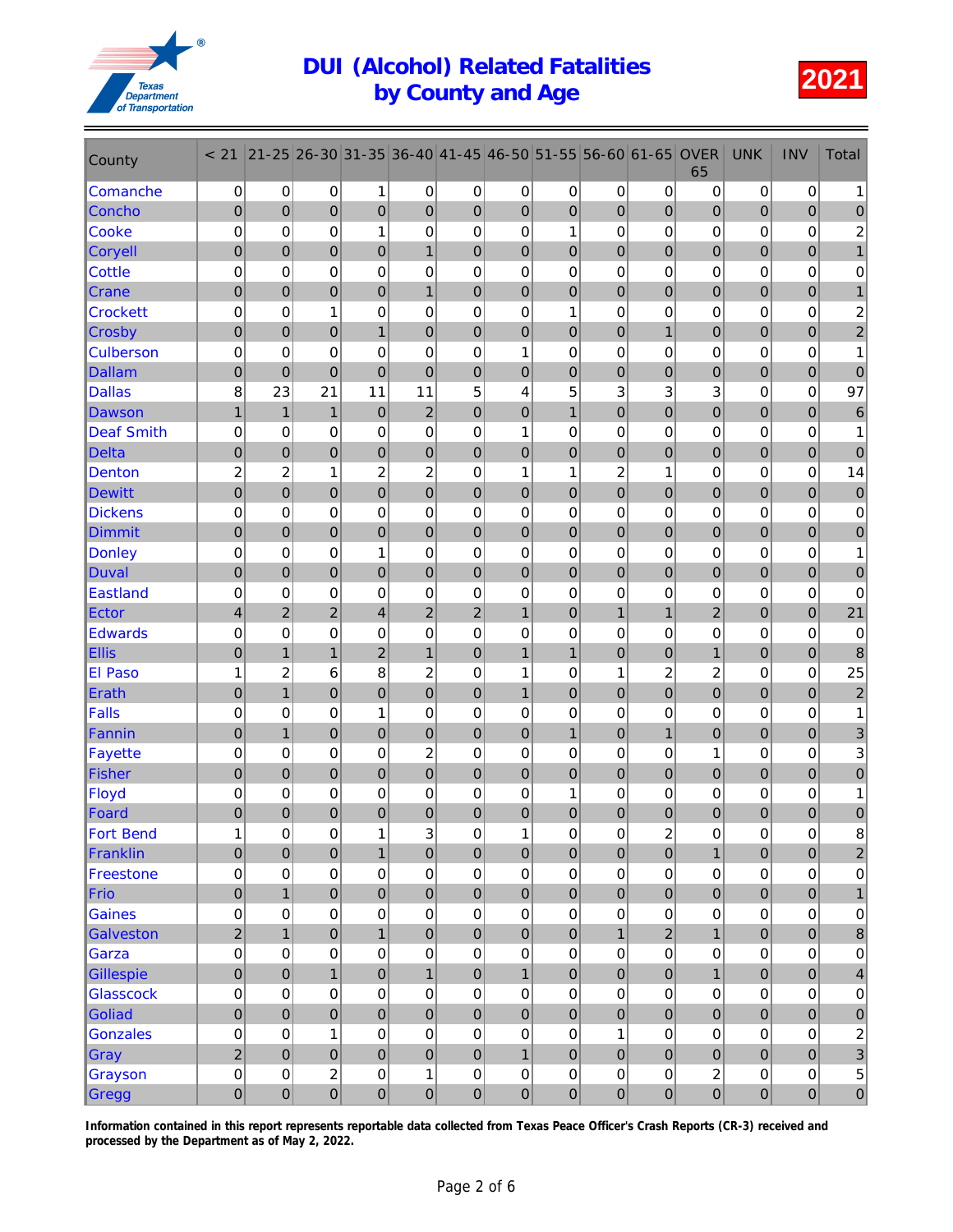# DUI (Alcohol) Related Fatalities by County and Age

**2021**

| County | < 21 | 21-25 | 26-30 | 31-35 | 36-40 | 41-45 | 46-50 | 51-55 | 56-60 | 61-65 | OVER 65 | UNK | INV | Total |
|---|---|---|---|---|---|---|---|---|---|---|---|---|---|---|
| Comanche | 0 | 0 | 0 | 1 | 0 | 0 | 0 | 0 | 0 | 0 | 0 | 0 | 0 | 1 |
| Concho | 0 | 0 | 0 | 0 | 0 | 0 | 0 | 0 | 0 | 0 | 0 | 0 | 0 | 0 |
| Cooke | 0 | 0 | 0 | 1 | 0 | 0 | 0 | 1 | 0 | 0 | 0 | 0 | 0 | 2 |
| Coryell | 0 | 0 | 0 | 0 | 1 | 0 | 0 | 0 | 0 | 0 | 0 | 0 | 0 | 1 |
| Cottle | 0 | 0 | 0 | 0 | 0 | 0 | 0 | 0 | 0 | 0 | 0 | 0 | 0 | 0 |
| Crane | 0 | 0 | 0 | 0 | 1 | 0 | 0 | 0 | 0 | 0 | 0 | 0 | 0 | 1 |
| Crockett | 0 | 0 | 1 | 0 | 0 | 0 | 0 | 1 | 0 | 0 | 0 | 0 | 0 | 2 |
| Crosby | 0 | 0 | 0 | 1 | 0 | 0 | 0 | 0 | 0 | 1 | 0 | 0 | 0 | 2 |
| Culberson | 0 | 0 | 0 | 0 | 0 | 0 | 1 | 0 | 0 | 0 | 0 | 0 | 0 | 1 |
| Dallam | 0 | 0 | 0 | 0 | 0 | 0 | 0 | 0 | 0 | 0 | 0 | 0 | 0 | 0 |
| Dallas | 8 | 23 | 21 | 11 | 11 | 5 | 4 | 5 | 3 | 3 | 3 | 0 | 0 | 97 |
| Dawson | 1 | 1 | 1 | 0 | 2 | 0 | 0 | 1 | 0 | 0 | 0 | 0 | 0 | 6 |
| Deaf Smith | 0 | 0 | 0 | 0 | 0 | 0 | 1 | 0 | 0 | 0 | 0 | 0 | 0 | 1 |
| Delta | 0 | 0 | 0 | 0 | 0 | 0 | 0 | 0 | 0 | 0 | 0 | 0 | 0 | 0 |
| Denton | 2 | 2 | 1 | 2 | 2 | 0 | 1 | 1 | 2 | 1 | 0 | 0 | 0 | 14 |
| Dewitt | 0 | 0 | 0 | 0 | 0 | 0 | 0 | 0 | 0 | 0 | 0 | 0 | 0 | 0 |
| Dickens | 0 | 0 | 0 | 0 | 0 | 0 | 0 | 0 | 0 | 0 | 0 | 0 | 0 | 0 |
| Dimmit | 0 | 0 | 0 | 0 | 0 | 0 | 0 | 0 | 0 | 0 | 0 | 0 | 0 | 0 |
| Donley | 0 | 0 | 0 | 1 | 0 | 0 | 0 | 0 | 0 | 0 | 0 | 0 | 0 | 1 |
| Duval | 0 | 0 | 0 | 0 | 0 | 0 | 0 | 0 | 0 | 0 | 0 | 0 | 0 | 0 |
| Eastland | 0 | 0 | 0 | 0 | 0 | 0 | 0 | 0 | 0 | 0 | 0 | 0 | 0 | 0 |
| Ector | 4 | 2 | 2 | 4 | 2 | 2 | 1 | 0 | 1 | 1 | 2 | 0 | 0 | 21 |
| Edwards | 0 | 0 | 0 | 0 | 0 | 0 | 0 | 0 | 0 | 0 | 0 | 0 | 0 | 0 |
| Ellis | 0 | 1 | 1 | 2 | 1 | 0 | 1 | 1 | 0 | 0 | 1 | 0 | 0 | 8 |
| El Paso | 1 | 2 | 6 | 8 | 2 | 0 | 1 | 0 | 1 | 2 | 2 | 0 | 0 | 25 |
| Erath | 0 | 1 | 0 | 0 | 0 | 0 | 1 | 0 | 0 | 0 | 0 | 0 | 0 | 2 |
| Falls | 0 | 0 | 0 | 1 | 0 | 0 | 0 | 0 | 0 | 0 | 0 | 0 | 0 | 1 |
| Fannin | 0 | 1 | 0 | 0 | 0 | 0 | 0 | 1 | 0 | 1 | 0 | 0 | 0 | 3 |
| Fayette | 0 | 0 | 0 | 0 | 2 | 0 | 0 | 0 | 0 | 0 | 1 | 0 | 0 | 3 |
| Fisher | 0 | 0 | 0 | 0 | 0 | 0 | 0 | 0 | 0 | 0 | 0 | 0 | 0 | 0 |
| Floyd | 0 | 0 | 0 | 0 | 0 | 0 | 0 | 1 | 0 | 0 | 0 | 0 | 0 | 1 |
| Foard | 0 | 0 | 0 | 0 | 0 | 0 | 0 | 0 | 0 | 0 | 0 | 0 | 0 | 0 |
| Fort Bend | 1 | 0 | 0 | 1 | 3 | 0 | 1 | 0 | 0 | 2 | 0 | 0 | 0 | 8 |
| Franklin | 0 | 0 | 0 | 1 | 0 | 0 | 0 | 0 | 0 | 0 | 1 | 0 | 0 | 2 |
| Freestone | 0 | 0 | 0 | 0 | 0 | 0 | 0 | 0 | 0 | 0 | 0 | 0 | 0 | 0 |
| Frio | 0 | 1 | 0 | 0 | 0 | 0 | 0 | 0 | 0 | 0 | 0 | 0 | 0 | 1 |
| Gaines | 0 | 0 | 0 | 0 | 0 | 0 | 0 | 0 | 0 | 0 | 0 | 0 | 0 | 0 |
| Galveston | 2 | 1 | 0 | 1 | 0 | 0 | 0 | 0 | 1 | 2 | 1 | 0 | 0 | 8 |
| Garza | 0 | 0 | 0 | 0 | 0 | 0 | 0 | 0 | 0 | 0 | 0 | 0 | 0 | 0 |
| Gillespie | 0 | 0 | 1 | 0 | 1 | 0 | 1 | 0 | 0 | 0 | 1 | 0 | 0 | 4 |
| Glasscock | 0 | 0 | 0 | 0 | 0 | 0 | 0 | 0 | 0 | 0 | 0 | 0 | 0 | 0 |
| Goliad | 0 | 0 | 0 | 0 | 0 | 0 | 0 | 0 | 0 | 0 | 0 | 0 | 0 | 0 |
| Gonzales | 0 | 0 | 1 | 0 | 0 | 0 | 0 | 0 | 1 | 0 | 0 | 0 | 0 | 2 |
| Gray | 2 | 0 | 0 | 0 | 0 | 0 | 1 | 0 | 0 | 0 | 0 | 0 | 0 | 3 |
| Grayson | 0 | 0 | 2 | 0 | 1 | 0 | 0 | 0 | 0 | 0 | 2 | 0 | 0 | 5 |
| Gregg | 0 | 0 | 0 | 0 | 0 | 0 | 0 | 0 | 0 | 0 | 0 | 0 | 0 | 0 |

**Information contained in this report represents reportable data collected from Texas Peace Officer's Crash Reports (CR-3) received and processed by the Department as of May 2, 2022.**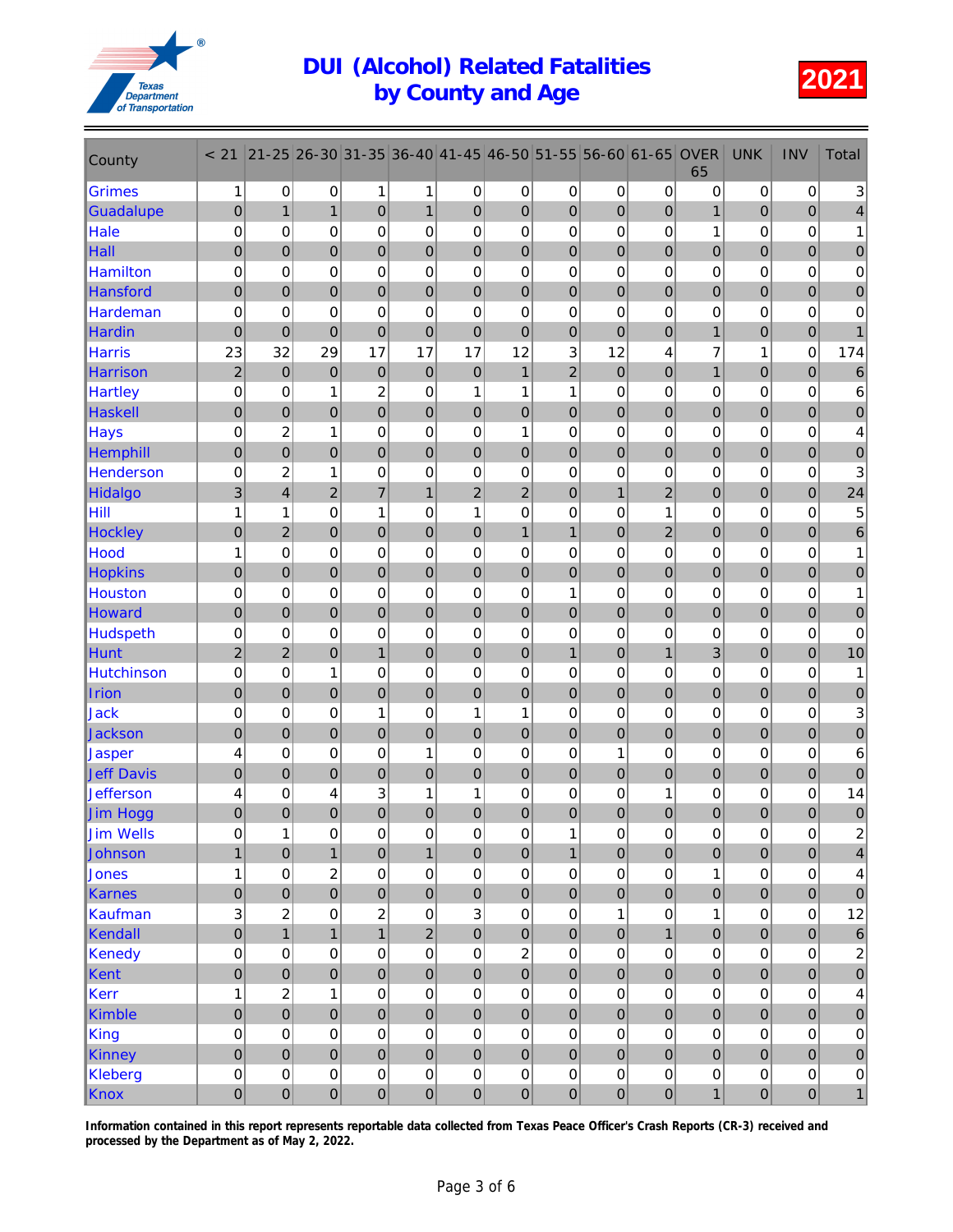# DUI (Alcohol) Related Fatalities by County and Age

**2021**

| County | < 21 | 21-25 | 26-30 | 31-35 | 36-40 | 41-45 | 46-50 | 51-55 | 56-60 | 61-65 | OVER 65 | UNK | INV | Total |
|---|---|---|---|---|---|---|---|---|---|---|---|---|---|---|
| Grimes | 1 | 0 | 0 | 1 | 1 | 0 | 0 | 0 | 0 | 0 | 0 | 0 | 0 | 3 |
| Guadalupe | 0 | 1 | 1 | 0 | 1 | 0 | 0 | 0 | 0 | 0 | 1 | 0 | 0 | 4 |
| Hale | 0 | 0 | 0 | 0 | 0 | 0 | 0 | 0 | 0 | 0 | 1 | 0 | 0 | 1 |
| Hall | 0 | 0 | 0 | 0 | 0 | 0 | 0 | 0 | 0 | 0 | 0 | 0 | 0 | 0 |
| Hamilton | 0 | 0 | 0 | 0 | 0 | 0 | 0 | 0 | 0 | 0 | 0 | 0 | 0 | 0 |
| Hansford | 0 | 0 | 0 | 0 | 0 | 0 | 0 | 0 | 0 | 0 | 0 | 0 | 0 | 0 |
| Hardeman | 0 | 0 | 0 | 0 | 0 | 0 | 0 | 0 | 0 | 0 | 0 | 0 | 0 | 0 |
| Hardin | 0 | 0 | 0 | 0 | 0 | 0 | 0 | 0 | 0 | 0 | 1 | 0 | 0 | 1 |
| Harris | 23 | 32 | 29 | 17 | 17 | 17 | 12 | 3 | 12 | 4 | 7 | 1 | 0 | 174 |
| Harrison | 2 | 0 | 0 | 0 | 0 | 0 | 1 | 2 | 0 | 0 | 1 | 0 | 0 | 6 |
| Hartley | 0 | 0 | 1 | 2 | 0 | 1 | 1 | 1 | 0 | 0 | 0 | 0 | 0 | 6 |
| Haskell | 0 | 0 | 0 | 0 | 0 | 0 | 0 | 0 | 0 | 0 | 0 | 0 | 0 | 0 |
| Hays | 0 | 2 | 1 | 0 | 0 | 0 | 1 | 0 | 0 | 0 | 0 | 0 | 0 | 4 |
| Hemphill | 0 | 0 | 0 | 0 | 0 | 0 | 0 | 0 | 0 | 0 | 0 | 0 | 0 | 0 |
| Henderson | 0 | 2 | 1 | 0 | 0 | 0 | 0 | 0 | 0 | 0 | 0 | 0 | 0 | 3 |
| Hidalgo | 3 | 4 | 2 | 7 | 1 | 2 | 2 | 0 | 1 | 2 | 0 | 0 | 0 | 24 |
| Hill | 1 | 1 | 0 | 1 | 0 | 1 | 0 | 0 | 0 | 1 | 0 | 0 | 0 | 5 |
| Hockley | 0 | 2 | 0 | 0 | 0 | 0 | 1 | 1 | 0 | 2 | 0 | 0 | 0 | 6 |
| Hood | 1 | 0 | 0 | 0 | 0 | 0 | 0 | 0 | 0 | 0 | 0 | 0 | 0 | 1 |
| Hopkins | 0 | 0 | 0 | 0 | 0 | 0 | 0 | 0 | 0 | 0 | 0 | 0 | 0 | 0 |
| Houston | 0 | 0 | 0 | 0 | 0 | 0 | 0 | 1 | 0 | 0 | 0 | 0 | 0 | 1 |
| Howard | 0 | 0 | 0 | 0 | 0 | 0 | 0 | 0 | 0 | 0 | 0 | 0 | 0 | 0 |
| Hudspeth | 0 | 0 | 0 | 0 | 0 | 0 | 0 | 0 | 0 | 0 | 0 | 0 | 0 | 0 |
| Hunt | 2 | 2 | 0 | 1 | 0 | 0 | 0 | 1 | 0 | 1 | 3 | 0 | 0 | 10 |
| Hutchinson | 0 | 0 | 1 | 0 | 0 | 0 | 0 | 0 | 0 | 0 | 0 | 0 | 0 | 1 |
| Irion | 0 | 0 | 0 | 0 | 0 | 0 | 0 | 0 | 0 | 0 | 0 | 0 | 0 | 0 |
| Jack | 0 | 0 | 0 | 1 | 0 | 1 | 1 | 0 | 0 | 0 | 0 | 0 | 0 | 3 |
| Jackson | 0 | 0 | 0 | 0 | 0 | 0 | 0 | 0 | 0 | 0 | 0 | 0 | 0 | 0 |
| Jasper | 4 | 0 | 0 | 0 | 1 | 0 | 0 | 0 | 1 | 0 | 0 | 0 | 0 | 6 |
| Jeff Davis | 0 | 0 | 0 | 0 | 0 | 0 | 0 | 0 | 0 | 0 | 0 | 0 | 0 | 0 |
| Jefferson | 4 | 0 | 4 | 3 | 1 | 1 | 0 | 0 | 0 | 1 | 0 | 0 | 0 | 14 |
| Jim Hogg | 0 | 0 | 0 | 0 | 0 | 0 | 0 | 0 | 0 | 0 | 0 | 0 | 0 | 0 |
| Jim Wells | 0 | 1 | 0 | 0 | 0 | 0 | 0 | 1 | 0 | 0 | 0 | 0 | 0 | 2 |
| Johnson | 1 | 0 | 1 | 0 | 1 | 0 | 0 | 1 | 0 | 0 | 0 | 0 | 0 | 4 |
| Jones | 1 | 0 | 2 | 0 | 0 | 0 | 0 | 0 | 0 | 0 | 1 | 0 | 0 | 4 |
| Karnes | 0 | 0 | 0 | 0 | 0 | 0 | 0 | 0 | 0 | 0 | 0 | 0 | 0 | 0 |
| Kaufman | 3 | 2 | 0 | 2 | 0 | 3 | 0 | 0 | 1 | 0 | 1 | 0 | 0 | 12 |
| Kendall | 0 | 1 | 1 | 1 | 2 | 0 | 0 | 0 | 0 | 1 | 0 | 0 | 0 | 6 |
| Kenedy | 0 | 0 | 0 | 0 | 0 | 0 | 2 | 0 | 0 | 0 | 0 | 0 | 0 | 2 |
| Kent | 0 | 0 | 0 | 0 | 0 | 0 | 0 | 0 | 0 | 0 | 0 | 0 | 0 | 0 |
| Kerr | 1 | 2 | 1 | 0 | 0 | 0 | 0 | 0 | 0 | 0 | 0 | 0 | 0 | 4 |
| Kimble | 0 | 0 | 0 | 0 | 0 | 0 | 0 | 0 | 0 | 0 | 0 | 0 | 0 | 0 |
| King | 0 | 0 | 0 | 0 | 0 | 0 | 0 | 0 | 0 | 0 | 0 | 0 | 0 | 0 |
| Kinney | 0 | 0 | 0 | 0 | 0 | 0 | 0 | 0 | 0 | 0 | 0 | 0 | 0 | 0 |
| Kleberg | 0 | 0 | 0 | 0 | 0 | 0 | 0 | 0 | 0 | 0 | 0 | 0 | 0 | 0 |
| Knox | 0 | 0 | 0 | 0 | 0 | 0 | 0 | 0 | 0 | 0 | 1 | 0 | 0 | 1 |

**Information contained in this report represents reportable data collected from Texas Peace Officer's Crash Reports (CR-3) received and processed by the Department as of May 2, 2022.**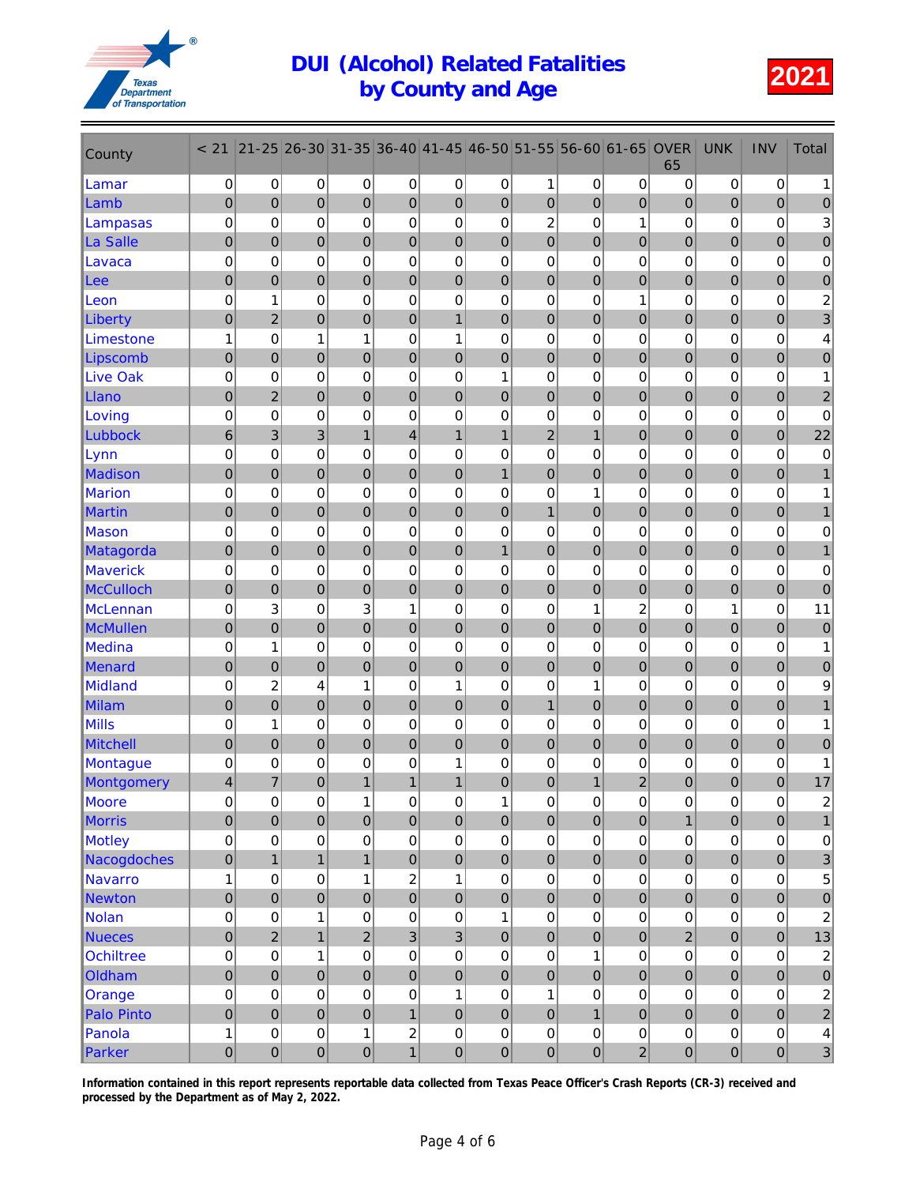# DUI (Alcohol) Related Fatalities by County and Age

**2021**

| County | < 21 | 21-25 | 26-30 | 31-35 | 36-40 | 41-45 | 46-50 | 51-55 | 56-60 | 61-65 | OVER 65 | UNK | INV | Total |
|---|---|---|---|---|---|---|---|---|---|---|---|---|---|---|
| Lamar | 0 | 0 | 0 | 0 | 0 | 0 | 0 | 1 | 0 | 0 | 0 | 0 | 0 | 1 |
| Lamb | 0 | 0 | 0 | 0 | 0 | 0 | 0 | 0 | 0 | 0 | 0 | 0 | 0 | 0 |
| Lampasas | 0 | 0 | 0 | 0 | 0 | 0 | 0 | 2 | 0 | 1 | 0 | 0 | 0 | 3 |
| La Salle | 0 | 0 | 0 | 0 | 0 | 0 | 0 | 0 | 0 | 0 | 0 | 0 | 0 | 0 |
| Lavaca | 0 | 0 | 0 | 0 | 0 | 0 | 0 | 0 | 0 | 0 | 0 | 0 | 0 | 0 |
| Lee | 0 | 0 | 0 | 0 | 0 | 0 | 0 | 0 | 0 | 0 | 0 | 0 | 0 | 0 |
| Leon | 0 | 1 | 0 | 0 | 0 | 0 | 0 | 0 | 0 | 1 | 0 | 0 | 0 | 2 |
| Liberty | 0 | 2 | 0 | 0 | 0 | 1 | 0 | 0 | 0 | 0 | 0 | 0 | 0 | 3 |
| Limestone | 1 | 0 | 1 | 1 | 0 | 1 | 0 | 0 | 0 | 0 | 0 | 0 | 0 | 4 |
| Lipscomb | 0 | 0 | 0 | 0 | 0 | 0 | 0 | 0 | 0 | 0 | 0 | 0 | 0 | 0 |
| Live Oak | 0 | 0 | 0 | 0 | 0 | 0 | 1 | 0 | 0 | 0 | 0 | 0 | 0 | 1 |
| Llano | 0 | 2 | 0 | 0 | 0 | 0 | 0 | 0 | 0 | 0 | 0 | 0 | 0 | 2 |
| Loving | 0 | 0 | 0 | 0 | 0 | 0 | 0 | 0 | 0 | 0 | 0 | 0 | 0 | 0 |
| Lubbock | 6 | 3 | 3 | 1 | 4 | 1 | 1 | 2 | 1 | 0 | 0 | 0 | 0 | 22 |
| Lynn | 0 | 0 | 0 | 0 | 0 | 0 | 0 | 0 | 0 | 0 | 0 | 0 | 0 | 0 |
| Madison | 0 | 0 | 0 | 0 | 0 | 0 | 1 | 0 | 0 | 0 | 0 | 0 | 0 | 1 |
| Marion | 0 | 0 | 0 | 0 | 0 | 0 | 0 | 0 | 1 | 0 | 0 | 0 | 0 | 1 |
| Martin | 0 | 0 | 0 | 0 | 0 | 0 | 0 | 1 | 0 | 0 | 0 | 0 | 0 | 1 |
| Mason | 0 | 0 | 0 | 0 | 0 | 0 | 0 | 0 | 0 | 0 | 0 | 0 | 0 | 0 |
| Matagorda | 0 | 0 | 0 | 0 | 0 | 0 | 1 | 0 | 0 | 0 | 0 | 0 | 0 | 1 |
| Maverick | 0 | 0 | 0 | 0 | 0 | 0 | 0 | 0 | 0 | 0 | 0 | 0 | 0 | 0 |
| McCulloch | 0 | 0 | 0 | 0 | 0 | 0 | 0 | 0 | 0 | 0 | 0 | 0 | 0 | 0 |
| McLennan | 0 | 3 | 0 | 3 | 1 | 0 | 0 | 0 | 1 | 2 | 0 | 1 | 0 | 11 |
| McMullen | 0 | 0 | 0 | 0 | 0 | 0 | 0 | 0 | 0 | 0 | 0 | 0 | 0 | 0 |
| Medina | 0 | 1 | 0 | 0 | 0 | 0 | 0 | 0 | 0 | 0 | 0 | 0 | 0 | 1 |
| Menard | 0 | 0 | 0 | 0 | 0 | 0 | 0 | 0 | 0 | 0 | 0 | 0 | 0 | 0 |
| Midland | 0 | 2 | 4 | 1 | 0 | 1 | 0 | 0 | 1 | 0 | 0 | 0 | 0 | 9 |
| Milam | 0 | 0 | 0 | 0 | 0 | 0 | 0 | 1 | 0 | 0 | 0 | 0 | 0 | 1 |
| Mills | 0 | 1 | 0 | 0 | 0 | 0 | 0 | 0 | 0 | 0 | 0 | 0 | 0 | 1 |
| Mitchell | 0 | 0 | 0 | 0 | 0 | 0 | 0 | 0 | 0 | 0 | 0 | 0 | 0 | 0 |
| Montague | 0 | 0 | 0 | 0 | 0 | 1 | 0 | 0 | 0 | 0 | 0 | 0 | 0 | 1 |
| Montgomery | 4 | 7 | 0 | 1 | 1 | 1 | 0 | 0 | 1 | 2 | 0 | 0 | 0 | 17 |
| Moore | 0 | 0 | 0 | 1 | 0 | 0 | 1 | 0 | 0 | 0 | 0 | 0 | 0 | 2 |
| Morris | 0 | 0 | 0 | 0 | 0 | 0 | 0 | 0 | 0 | 0 | 1 | 0 | 0 | 1 |
| Motley | 0 | 0 | 0 | 0 | 0 | 0 | 0 | 0 | 0 | 0 | 0 | 0 | 0 | 0 |
| Nacogdoches | 0 | 1 | 1 | 1 | 0 | 0 | 0 | 0 | 0 | 0 | 0 | 0 | 0 | 3 |
| Navarro | 1 | 0 | 0 | 1 | 2 | 1 | 0 | 0 | 0 | 0 | 0 | 0 | 0 | 5 |
| Newton | 0 | 0 | 0 | 0 | 0 | 0 | 0 | 0 | 0 | 0 | 0 | 0 | 0 | 0 |
| Nolan | 0 | 0 | 1 | 0 | 0 | 0 | 1 | 0 | 0 | 0 | 0 | 0 | 0 | 2 |
| Nueces | 0 | 2 | 1 | 2 | 3 | 3 | 0 | 0 | 0 | 0 | 2 | 0 | 0 | 13 |
| Ochiltree | 0 | 0 | 1 | 0 | 0 | 0 | 0 | 0 | 1 | 0 | 0 | 0 | 0 | 2 |
| Oldham | 0 | 0 | 0 | 0 | 0 | 0 | 0 | 0 | 0 | 0 | 0 | 0 | 0 | 0 |
| Orange | 0 | 0 | 0 | 0 | 0 | 1 | 0 | 1 | 0 | 0 | 0 | 0 | 0 | 2 |
| Palo Pinto | 0 | 0 | 0 | 0 | 1 | 0 | 0 | 0 | 1 | 0 | 0 | 0 | 0 | 2 |
| Panola | 1 | 0 | 0 | 1 | 2 | 0 | 0 | 0 | 0 | 0 | 0 | 0 | 0 | 4 |
| Parker | 0 | 0 | 0 | 0 | 1 | 0 | 0 | 0 | 0 | 2 | 0 | 0 | 0 | 3 |

**Information contained in this report represents reportable data collected from Texas Peace Officer's Crash Reports (CR-3) received and processed by the Department as of May 2, 2022.**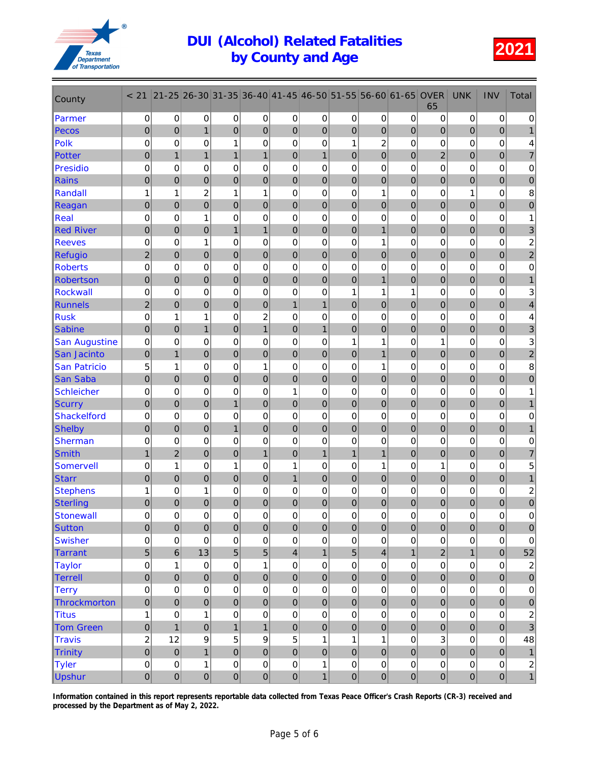# DUI (Alcohol) Related Fatalities by County and Age

**2021**

| County | < 21 | 21-25 | 26-30 | 31-35 | 36-40 | 41-45 | 46-50 | 51-55 | 56-60 | 61-65 | OVER 65 | UNK | INV | Total |
|---|---|---|---|---|---|---|---|---|---|---|---|---|---|---|
| Parmer | 0 | 0 | 0 | 0 | 0 | 0 | 0 | 0 | 0 | 0 | 0 | 0 | 0 | 0 |
| Pecos | 0 | 0 | 1 | 0 | 0 | 0 | 0 | 0 | 0 | 0 | 0 | 0 | 0 | 1 |
| Polk | 0 | 0 | 0 | 1 | 0 | 0 | 0 | 1 | 2 | 0 | 0 | 0 | 0 | 4 |
| Potter | 0 | 1 | 1 | 1 | 1 | 0 | 1 | 0 | 0 | 0 | 2 | 0 | 0 | 7 |
| Presidio | 0 | 0 | 0 | 0 | 0 | 0 | 0 | 0 | 0 | 0 | 0 | 0 | 0 | 0 |
| Rains | 0 | 0 | 0 | 0 | 0 | 0 | 0 | 0 | 0 | 0 | 0 | 0 | 0 | 0 |
| Randall | 1 | 1 | 2 | 1 | 1 | 0 | 0 | 0 | 1 | 0 | 0 | 1 | 0 | 8 |
| Reagan | 0 | 0 | 0 | 0 | 0 | 0 | 0 | 0 | 0 | 0 | 0 | 0 | 0 | 0 |
| Real | 0 | 0 | 1 | 0 | 0 | 0 | 0 | 0 | 0 | 0 | 0 | 0 | 0 | 1 |
| Red River | 0 | 0 | 0 | 1 | 1 | 0 | 0 | 0 | 1 | 0 | 0 | 0 | 0 | 3 |
| Reeves | 0 | 0 | 1 | 0 | 0 | 0 | 0 | 0 | 1 | 0 | 0 | 0 | 0 | 2 |
| Refugio | 2 | 0 | 0 | 0 | 0 | 0 | 0 | 0 | 0 | 0 | 0 | 0 | 0 | 2 |
| Roberts | 0 | 0 | 0 | 0 | 0 | 0 | 0 | 0 | 0 | 0 | 0 | 0 | 0 | 0 |
| Robertson | 0 | 0 | 0 | 0 | 0 | 0 | 0 | 0 | 1 | 0 | 0 | 0 | 0 | 1 |
| Rockwall | 0 | 0 | 0 | 0 | 0 | 0 | 0 | 1 | 1 | 1 | 0 | 0 | 0 | 3 |
| Runnels | 2 | 0 | 0 | 0 | 0 | 1 | 1 | 0 | 0 | 0 | 0 | 0 | 0 | 4 |
| Rusk | 0 | 1 | 1 | 0 | 2 | 0 | 0 | 0 | 0 | 0 | 0 | 0 | 0 | 4 |
| Sabine | 0 | 0 | 1 | 0 | 1 | 0 | 1 | 0 | 0 | 0 | 0 | 0 | 0 | 3 |
| San Augustine | 0 | 0 | 0 | 0 | 0 | 0 | 0 | 1 | 1 | 0 | 1 | 0 | 0 | 3 |
| San Jacinto | 0 | 1 | 0 | 0 | 0 | 0 | 0 | 0 | 1 | 0 | 0 | 0 | 0 | 2 |
| San Patricio | 5 | 1 | 0 | 0 | 1 | 0 | 0 | 0 | 1 | 0 | 0 | 0 | 0 | 8 |
| San Saba | 0 | 0 | 0 | 0 | 0 | 0 | 0 | 0 | 0 | 0 | 0 | 0 | 0 | 0 |
| Schleicher | 0 | 0 | 0 | 0 | 0 | 1 | 0 | 0 | 0 | 0 | 0 | 0 | 0 | 1 |
| Scurry | 0 | 0 | 0 | 1 | 0 | 0 | 0 | 0 | 0 | 0 | 0 | 0 | 0 | 1 |
| Shackelford | 0 | 0 | 0 | 0 | 0 | 0 | 0 | 0 | 0 | 0 | 0 | 0 | 0 | 0 |
| Shelby | 0 | 0 | 0 | 1 | 0 | 0 | 0 | 0 | 0 | 0 | 0 | 0 | 0 | 1 |
| Sherman | 0 | 0 | 0 | 0 | 0 | 0 | 0 | 0 | 0 | 0 | 0 | 0 | 0 | 0 |
| Smith | 1 | 2 | 0 | 0 | 1 | 0 | 1 | 1 | 1 | 0 | 0 | 0 | 0 | 7 |
| Somervell | 0 | 1 | 0 | 1 | 0 | 1 | 0 | 0 | 1 | 0 | 1 | 0 | 0 | 5 |
| Starr | 0 | 0 | 0 | 0 | 0 | 1 | 0 | 0 | 0 | 0 | 0 | 0 | 0 | 1 |
| Stephens | 1 | 0 | 1 | 0 | 0 | 0 | 0 | 0 | 0 | 0 | 0 | 0 | 0 | 2 |
| Sterling | 0 | 0 | 0 | 0 | 0 | 0 | 0 | 0 | 0 | 0 | 0 | 0 | 0 | 0 |
| Stonewall | 0 | 0 | 0 | 0 | 0 | 0 | 0 | 0 | 0 | 0 | 0 | 0 | 0 | 0 |
| Sutton | 0 | 0 | 0 | 0 | 0 | 0 | 0 | 0 | 0 | 0 | 0 | 0 | 0 | 0 |
| Swisher | 0 | 0 | 0 | 0 | 0 | 0 | 0 | 0 | 0 | 0 | 0 | 0 | 0 | 0 |
| Tarrant | 5 | 6 | 13 | 5 | 5 | 4 | 1 | 5 | 4 | 1 | 2 | 1 | 0 | 52 |
| Taylor | 0 | 1 | 0 | 0 | 1 | 0 | 0 | 0 | 0 | 0 | 0 | 0 | 0 | 2 |
| Terrell | 0 | 0 | 0 | 0 | 0 | 0 | 0 | 0 | 0 | 0 | 0 | 0 | 0 | 0 |
| Terry | 0 | 0 | 0 | 0 | 0 | 0 | 0 | 0 | 0 | 0 | 0 | 0 | 0 | 0 |
| Throckmorton | 0 | 0 | 0 | 0 | 0 | 0 | 0 | 0 | 0 | 0 | 0 | 0 | 0 | 0 |
| Titus | 1 | 0 | 1 | 0 | 0 | 0 | 0 | 0 | 0 | 0 | 0 | 0 | 0 | 2 |
| Tom Green | 0 | 1 | 0 | 1 | 1 | 0 | 0 | 0 | 0 | 0 | 0 | 0 | 0 | 3 |
| Travis | 2 | 12 | 9 | 5 | 9 | 5 | 1 | 1 | 1 | 0 | 3 | 0 | 0 | 48 |
| Trinity | 0 | 0 | 1 | 0 | 0 | 0 | 0 | 0 | 0 | 0 | 0 | 0 | 0 | 1 |
| Tyler | 0 | 0 | 1 | 0 | 0 | 0 | 1 | 0 | 0 | 0 | 0 | 0 | 0 | 2 |
| Upshur | 0 | 0 | 0 | 0 | 0 | 0 | 1 | 0 | 0 | 0 | 0 | 0 | 0 | 1 |

**Information contained in this report represents reportable data collected from Texas Peace Officer's Crash Reports (CR-3) received and processed by the Department as of May 2, 2022.**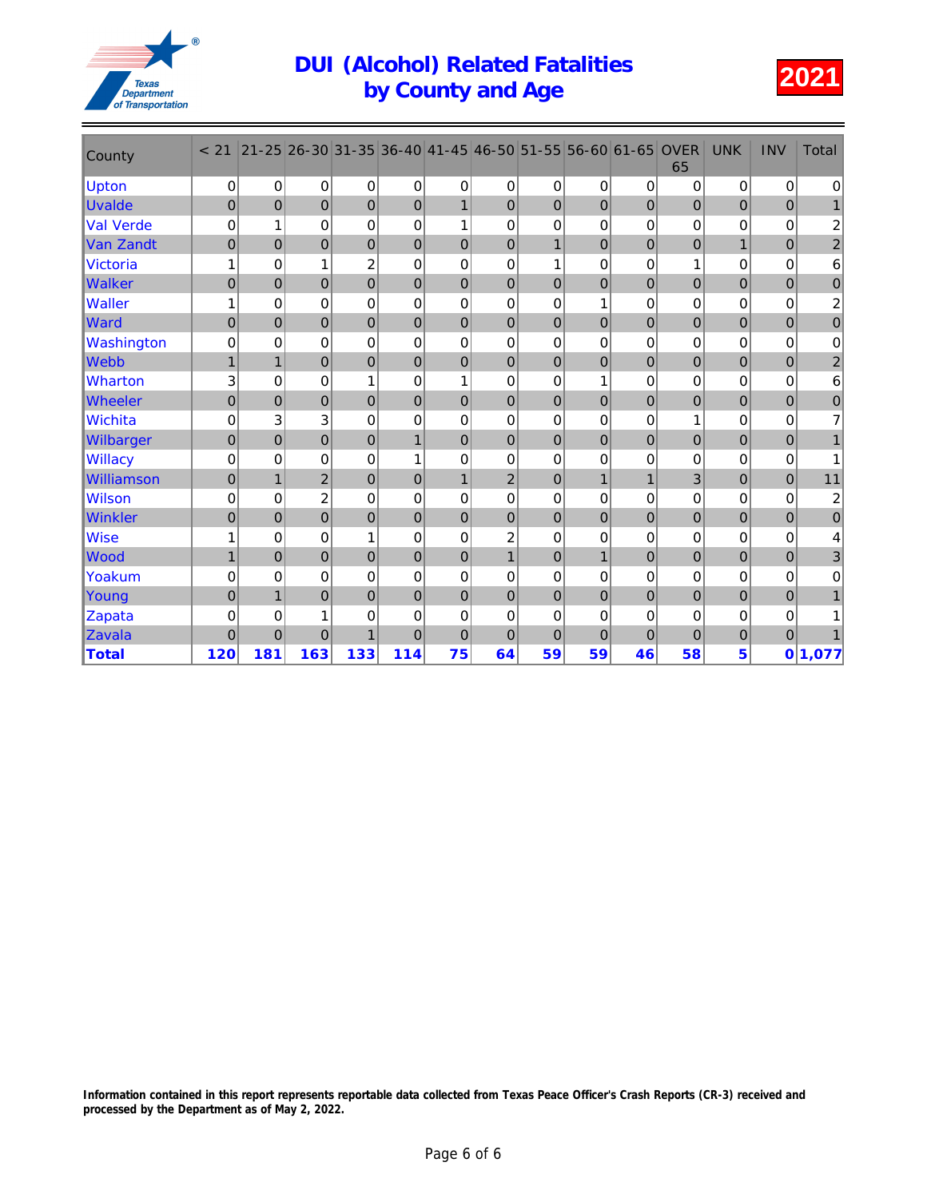# DUI (Alcohol) Related Fatalities by County and Age

**2021**

| County | < 21 | 21-25 | 26-30 | 31-35 | 36-40 | 41-45 | 46-50 | 51-55 | 56-60 | 61-65 | OVER 65 | UNK | INV | Total |
|---|---|---|---|---|---|---|---|---|---|---|---|---|---|---|
| Upton | 0 | 0 | 0 | 0 | 0 | 0 | 0 | 0 | 0 | 0 | 0 | 0 | 0 | 0 |
| Uvalde | 0 | 0 | 0 | 0 | 0 | 1 | 0 | 0 | 0 | 0 | 0 | 0 | 0 | 1 |
| Val Verde | 0 | 1 | 0 | 0 | 0 | 1 | 0 | 0 | 0 | 0 | 0 | 0 | 0 | 2 |
| Van Zandt | 0 | 0 | 0 | 0 | 0 | 0 | 0 | 1 | 0 | 0 | 0 | 1 | 0 | 2 |
| Victoria | 1 | 0 | 1 | 2 | 0 | 0 | 0 | 1 | 0 | 0 | 1 | 0 | 0 | 6 |
| Walker | 0 | 0 | 0 | 0 | 0 | 0 | 0 | 0 | 0 | 0 | 0 | 0 | 0 | 0 |
| Waller | 1 | 0 | 0 | 0 | 0 | 0 | 0 | 0 | 1 | 0 | 0 | 0 | 0 | 2 |
| Ward | 0 | 0 | 0 | 0 | 0 | 0 | 0 | 0 | 0 | 0 | 0 | 0 | 0 | 0 |
| Washington | 0 | 0 | 0 | 0 | 0 | 0 | 0 | 0 | 0 | 0 | 0 | 0 | 0 | 0 |
| Webb | 1 | 1 | 0 | 0 | 0 | 0 | 0 | 0 | 0 | 0 | 0 | 0 | 0 | 2 |
| Wharton | 3 | 0 | 0 | 1 | 0 | 1 | 0 | 0 | 1 | 0 | 0 | 0 | 0 | 6 |
| Wheeler | 0 | 0 | 0 | 0 | 0 | 0 | 0 | 0 | 0 | 0 | 0 | 0 | 0 | 0 |
| Wichita | 0 | 3 | 3 | 0 | 0 | 0 | 0 | 0 | 0 | 0 | 1 | 0 | 0 | 7 |
| Wilbarger | 0 | 0 | 0 | 0 | 1 | 0 | 0 | 0 | 0 | 0 | 0 | 0 | 0 | 1 |
| Willacy | 0 | 0 | 0 | 0 | 1 | 0 | 0 | 0 | 0 | 0 | 0 | 0 | 0 | 1 |
| Williamson | 0 | 1 | 2 | 0 | 0 | 1 | 2 | 0 | 1 | 1 | 3 | 0 | 0 | 11 |
| Wilson | 0 | 0 | 2 | 0 | 0 | 0 | 0 | 0 | 0 | 0 | 0 | 0 | 0 | 2 |
| Winkler | 0 | 0 | 0 | 0 | 0 | 0 | 0 | 0 | 0 | 0 | 0 | 0 | 0 | 0 |
| Wise | 1 | 0 | 0 | 1 | 0 | 0 | 2 | 0 | 0 | 0 | 0 | 0 | 0 | 4 |
| Wood | 1 | 0 | 0 | 0 | 0 | 0 | 1 | 0 | 1 | 0 | 0 | 0 | 0 | 3 |
| Yoakum | 0 | 0 | 0 | 0 | 0 | 0 | 0 | 0 | 0 | 0 | 0 | 0 | 0 | 0 |
| Young | 0 | 1 | 0 | 0 | 0 | 0 | 0 | 0 | 0 | 0 | 0 | 0 | 0 | 1 |
| Zapata | 0 | 0 | 1 | 0 | 0 | 0 | 0 | 0 | 0 | 0 | 0 | 0 | 0 | 1 |
| Zavala | 0 | 0 | 0 | 1 | 0 | 0 | 0 | 0 | 0 | 0 | 0 | 0 | 0 | 1 |
| **Total** | **120** | **181** | **163** | **133** | **114** | **75** | **64** | **59** | **59** | **46** | **58** | **5** | **0** | **1,077** |

**Information contained in this report represents reportable data collected from Texas Peace Officer's Crash Reports (CR-3) received and processed by the Department as of May 2, 2022.**